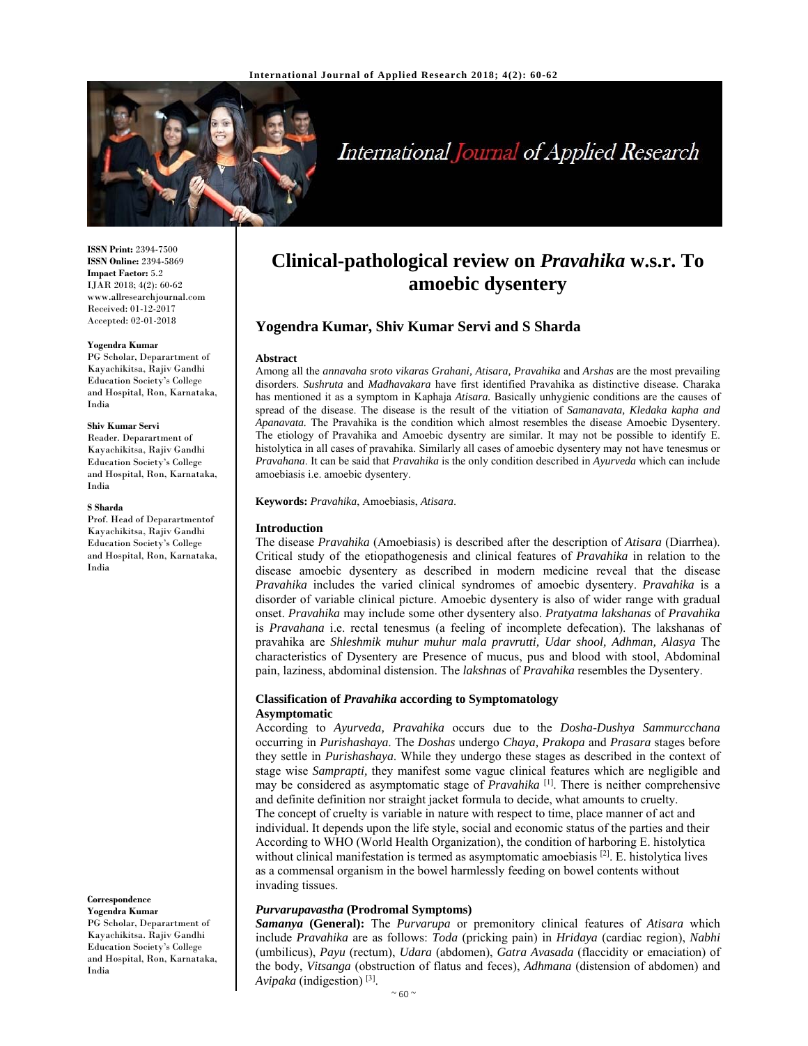# Clinical-pathological review on *Pravahika* w.s.r. To amoebic dysentery

**Yogendra Kumar, Shiv Kumar Servi and S Sharda**

**ISSN Print:** 2394-7500
**ISSN Online:** 2394-5869
**Impact Factor:** 5.2
IJAR 2018; 4(2): 60-62
www.allresearchjournal.com
Received: 01-12-2017
Accepted: 02-01-2018

**Yogendra Kumar**
PG Scholar, Deparartment of Kayachikitsa, Rajiv Gandhi Education Society's College and Hospital, Ron, Karnataka, India

**Shiv Kumar Servi**
Reader. Deparartment of Kayachikitsa, Rajiv Gandhi Education Society's College and Hospital, Ron, Karnataka, India

**S Sharda**
Prof. Head of Deparartmentof Kayachikitsa, Rajiv Gandhi Education Society's College and Hospital, Ron, Karnataka, India

**Correspondence**
**Yogendra Kumar**
PG Scholar, Deparartment of Kayachikitsa. Rajiv Gandhi Education Society's College and Hospital, Ron, Karnataka, India

## Abstract

Among all the *annavaha sroto vikaras Grahani, Atisara, Pravahika* and *Arshas* are the most prevailing disorders. *Sushruta* and *Madhavakara* have first identified Pravahika as distinctive disease. Charaka has mentioned it as a symptom in Kaphaja *Atisara.* Basically unhygienic conditions are the causes of spread of the disease. The disease is the result of the vitiation of *Samanavata, Kledaka kapha and Apanavata.* The Pravahika is the condition which almost resembles the disease Amoebic Dysentery. The etiology of Pravahika and Amoebic dysentry are similar. It may not be possible to identify E. histolytica in all cases of pravahika. Similarly all cases of amoebic dysentery may not have tenesmus or *Pravahana*. It can be said that *Pravahika* is the only condition described in *Ayurveda* which can include amoebiasis i.e. amoebic dysentery.

**Keywords:** *Pravahika*, Amoebiasis, *Atisara*.

## Introduction

The disease *Pravahika* (Amoebiasis) is described after the description of *Atisara* (Diarrhea). Critical study of the etiopathogenesis and clinical features of *Pravahika* in relation to the disease amoebic dysentery as described in modern medicine reveal that the disease *Pravahika* includes the varied clinical syndromes of amoebic dysentery. *Pravahika* is a disorder of variable clinical picture. Amoebic dysentery is also of wider range with gradual onset. *Pravahika* may include some other dysentery also. *Pratyatma lakshanas* of *Pravahika* is *Pravahana* i.e. rectal tenesmus (a feeling of incomplete defecation). The lakshanas of pravahika are *Shleshmik muhur muhur mala pravrutti, Udar shool, Adhman, Alasya* The characteristics of Dysentery are Presence of mucus, pus and blood with stool, Abdominal pain, laziness, abdominal distension. The *lakshnas* of *Pravahika* resembles the Dysentery.

### Classification of *Pravahika* according to Symptomatology

#### Asymptomatic

According to *Ayurveda, Pravahika* occurs due to the *Dosha-Dushya Sammurcchana* occurring in *Purishashaya*. The *Doshas* undergo *Chaya, Prakopa* and *Prasara* stages before they settle in *Purishashaya*. While they undergo these stages as described in the context of stage wise *Samprapti,* they manifest some vague clinical features which are negligible and may be considered as asymptomatic stage of *Pravahika* [1]. There is neither comprehensive and definite definition nor straight jacket formula to decide, what amounts to cruelty.
The concept of cruelty is variable in nature with respect to time, place manner of act and individual. It depends upon the life style, social and economic status of the parties and their According to WHO (World Health Organization), the condition of harboring E. histolytica without clinical manifestation is termed as asymptomatic amoebiasis [2]. E. histolytica lives as a commensal organism in the bowel harmlessly feeding on bowel contents without invading tissues.

#### *Purvarupavastha* (Prodromal Symptoms)

***Samanya*** **(General):** The *Purvarupa* or premonitory clinical features of *Atisara* which include *Pravahika* are as follows: *Toda* (pricking pain) in *Hridaya* (cardiac region), *Nabhi* (umbilicus), *Payu* (rectum), *Udara* (abdomen), *Gatra Avasada* (flaccidity or emaciation) of the body, *Vitsanga* (obstruction of flatus and feces), *Adhmana* (distension of abdomen) and *Avipaka* (indigestion) [3].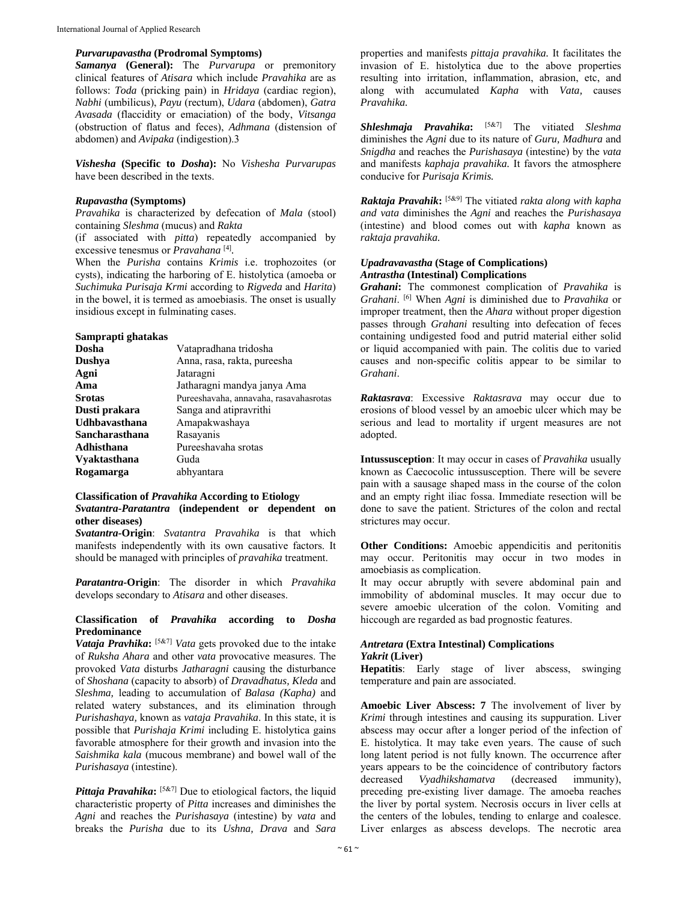***Purvarupavastha*** **(Prodromal Symptoms)**

***Samanya*** **(General):** The *Purvarupa* or premonitory clinical features of *Atisara* which include *Pravahika* are as follows: *Toda* (pricking pain) in *Hridaya* (cardiac region), *Nabhi* (umbilicus), *Payu* (rectum), *Udara* (abdomen), *Gatra Avasada* (flaccidity or emaciation) of the body, *Vitsanga* (obstruction of flatus and feces), *Adhmana* (distension of abdomen) and *Avipaka* (indigestion).3

***Vishesha*** **(Specific to** ***Dosha*****):** No *Vishesha Purvarupas* have been described in the texts.

***Rupavastha*** **(Symptoms)**

*Pravahika* is characterized by defecation of *Mala* (stool) containing *Sleshma* (mucus) and *Rakta*

(if associated with *pitta*) repeatedly accompanied by excessive tenesmus or *Pravahana* [4].

When the *Purisha* contains *Krimis* i.e. trophozoites (or cysts), indicating the harboring of E. histolytica (amoeba or *Suchimuka Purisaja Krmi* according to *Rigveda* and *Harita*) in the bowel, it is termed as amoebiasis. The onset is usually insidious except in fulminating cases.

**Samprapti ghatakas**

| | |
|---|---|
| **Dosha** | Vatapradhana tridosha |
| **Dushya** | Anna, rasa, rakta, pureesha |
| **Agni** | Jataragni |
| **Ama** | Jatharagni mandya janya Ama |
| **Srotas** | Pureeshavaha, annavaha, rasavahasrotas |
| **Dusti prakara** | Sanga and atipravrithi |
| **Udhbavasthana** | Amapakwashaya |
| **Sancharasthana** | Rasayanis |
| **Adhisthana** | Pureeshavaha srotas |
| **Vyaktasthana** | Guda |
| **Rogamarga** | abhyantara |

**Classification of** ***Pravahika*** **According to Etiology**

***Svatantra-Paratantra*** **(independent or dependent on other diseases)**

***Svatantra*****-Origin**: *Svatantra Pravahika* is that which manifests independently with its own causative factors. It should be managed with principles of *pravahika* treatment.

***Paratantra*****-Origin**: The disorder in which *Pravahika* develops secondary to *Atisara* and other diseases.

**Classification of** ***Pravahika*** **according to** ***Dosha*** **Predominance**

***Vataja Pravhika*****:** [5&7] *Vata* gets provoked due to the intake of *Ruksha Ahara* and other *vata* provocative measures. The provoked *Vata* disturbs *Jatharagni* causing the disturbance of *Shoshana* (capacity to absorb) of *Dravadhatus, Kleda* and *Sleshma,* leading to accumulation of *Balasa (Kapha)* and related watery substances, and its elimination through *Purishashaya,* known as *vataja Pravahika*. In this state, it is possible that *Purishaja Krimi* including E. histolytica gains favorable atmosphere for their growth and invasion into the *Saishmika kala* (mucous membrane) and bowel wall of the *Purishasaya* (intestine).

***Pittaja Pravahika*****:** [5&7] Due to etiological factors, the liquid characteristic property of *Pitta* increases and diminishes the *Agni* and reaches the *Purishasaya* (intestine) by *vata* and breaks the *Purisha* due to its *Ushna, Drava* and *Sara* properties and manifests *pittaja pravahika.* It facilitates the invasion of E. histolytica due to the above properties resulting into irritation, inflammation, abrasion, etc, and along with accumulated *Kapha* with *Vata,* causes *Pravahika.*

***Shleshmaja Pravahika*****:** [5&7] The vitiated *Sleshma* diminishes the *Agni* due to its nature of *Guru, Madhura* and *Snigdha* and reaches the *Purishasaya* (intestine) by the *vata* and manifests *kaphaja pravahika.* It favors the atmosphere conducive for *Purisaja Krimis.*

***Raktaja Pravahik*****:** [5&9] The vitiated *rakta along with kapha and vata* diminishes the *Agni* and reaches the *Purishasaya* (intestine) and blood comes out with *kapha* known as *raktaja pravahika.*

***Upadravavastha*** **(Stage of Complications)**

***Antrastha*** **(Intestinal) Complications**

***Grahani*****:** The commonest complication of *Pravahika* is *Grahani*. [6] When *Agni* is diminished due to *Pravahika* or improper treatment, then the *Ahara* without proper digestion passes through *Grahani* resulting into defecation of feces containing undigested food and putrid material either solid or liquid accompanied with pain. The colitis due to varied causes and non-specific colitis appear to be similar to *Grahani*.

***Raktasrava***: Excessive *Raktasrava* may occur due to erosions of blood vessel by an amoebic ulcer which may be serious and lead to mortality if urgent measures are not adopted.

**Intussusception**: It may occur in cases of *Pravahika* usually known as Caecocolic intussusception. There will be severe pain with a sausage shaped mass in the course of the colon and an empty right iliac fossa. Immediate resection will be done to save the patient. Strictures of the colon and rectal strictures may occur.

**Other Conditions:** Amoebic appendicitis and peritonitis may occur. Peritonitis may occur in two modes in amoebiasis as complication.

It may occur abruptly with severe abdominal pain and immobility of abdominal muscles. It may occur due to severe amoebic ulceration of the colon. Vomiting and hiccough are regarded as bad prognostic features.

***Antretara*** **(Extra Intestinal) Complications**

***Yakrit*** **(Liver)**

**Hepatitis**: Early stage of liver abscess, swinging temperature and pain are associated.

**Amoebic Liver Abscess: 7** The involvement of liver by *Krimi* through intestines and causing its suppuration. Liver abscess may occur after a longer period of the infection of E. histolytica. It may take even years. The cause of such long latent period is not fully known. The occurrence after years appears to be the coincidence of contributory factors decreased *Vyadhikshamatva* (decreased immunity), preceding pre-existing liver damage. The amoeba reaches the liver by portal system. Necrosis occurs in liver cells at the centers of the lobules, tending to enlarge and coalesce. Liver enlarges as abscess develops. The necrotic area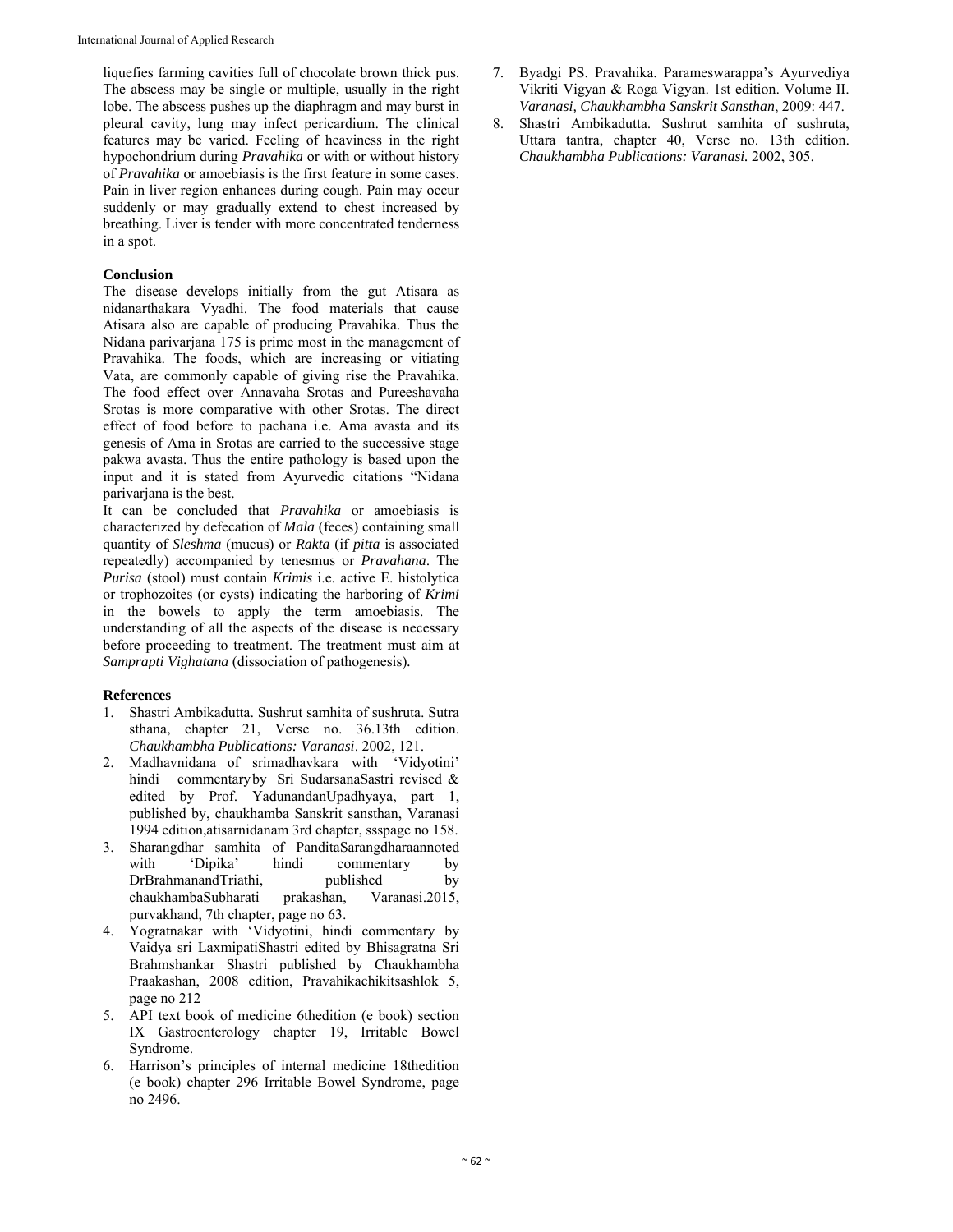liquefies farming cavities full of chocolate brown thick pus. The abscess may be single or multiple, usually in the right lobe. The abscess pushes up the diaphragm and may burst in pleural cavity, lung may infect pericardium. The clinical features may be varied. Feeling of heaviness in the right hypochondrium during *Pravahika* or with or without history of *Pravahika* or amoebiasis is the first feature in some cases. Pain in liver region enhances during cough. Pain may occur suddenly or may gradually extend to chest increased by breathing. Liver is tender with more concentrated tenderness in a spot.

## Conclusion

The disease develops initially from the gut Atisara as nidanarthakara Vyadhi. The food materials that cause Atisara also are capable of producing Pravahika. Thus the Nidana parivarjana 175 is prime most in the management of Pravahika. The foods, which are increasing or vitiating Vata, are commonly capable of giving rise the Pravahika. The food effect over Annavaha Srotas and Pureeshavaha Srotas is more comparative with other Srotas. The direct effect of food before to pachana i.e. Ama avasta and its genesis of Ama in Srotas are carried to the successive stage pakwa avasta. Thus the entire pathology is based upon the input and it is stated from Ayurvedic citations "Nidana parivarjana is the best.

It can be concluded that *Pravahika* or amoebiasis is characterized by defecation of *Mala* (feces) containing small quantity of *Sleshma* (mucus) or *Rakta* (if *pitta* is associated repeatedly) accompanied by tenesmus or *Pravahana*. The *Purisa* (stool) must contain *Krimis* i.e. active E. histolytica or trophozoites (or cysts) indicating the harboring of *Krimi* in the bowels to apply the term amoebiasis. The understanding of all the aspects of the disease is necessary before proceeding to treatment. The treatment must aim at *Samprapti Vighatana* (dissociation of pathogenesis).

## References

1. Shastri Ambikadutta. Sushrut samhita of sushruta. Sutra sthana, chapter 21, Verse no. 36.13th edition. *Chaukhambha Publications: Varanasi*. 2002, 121.
2. Madhavnidana of srimadhavkara with 'Vidyotini' hindi commentaryby Sri SudarsanaSastri revised & edited by Prof. YadunandanUpadhyaya, part 1, published by, chaukhamba Sanskrit sansthan, Varanasi 1994 edition,atisarnidanam 3rd chapter, ssspage no 158.
3. Sharangdhar samhita of PanditaSarangdharaannoted with 'Dipika' hindi commentary by DrBrahmanandTriathi, published by chaukhambaSubharati prakashan, Varanasi.2015, purvakhand, 7th chapter, page no 63.
4. Yogratnakar with 'Vidyotini, hindi commentary by Vaidya sri LaxmipatiShastri edited by Bhisagratna Sri Brahmshankar Shastri published by Chaukhambha Praakashan, 2008 edition, Pravahikachikitsashlok 5, page no 212
5. API text book of medicine 6thedition (e book) section IX Gastroenterology chapter 19, Irritable Bowel Syndrome.
6. Harrison's principles of internal medicine 18thedition (e book) chapter 296 Irritable Bowel Syndrome, page no 2496.
7. Byadgi PS. Pravahika. Parameswarappa's Ayurvediya Vikriti Vigyan & Roga Vigyan. 1st edition. Volume II. *Varanasi, Chaukhambha Sanskrit Sansthan*, 2009: 447.
8. Shastri Ambikadutta. Sushrut samhita of sushruta, Uttara tantra, chapter 40, Verse no. 13th edition. *Chaukhambha Publications: Varanasi.* 2002, 305.